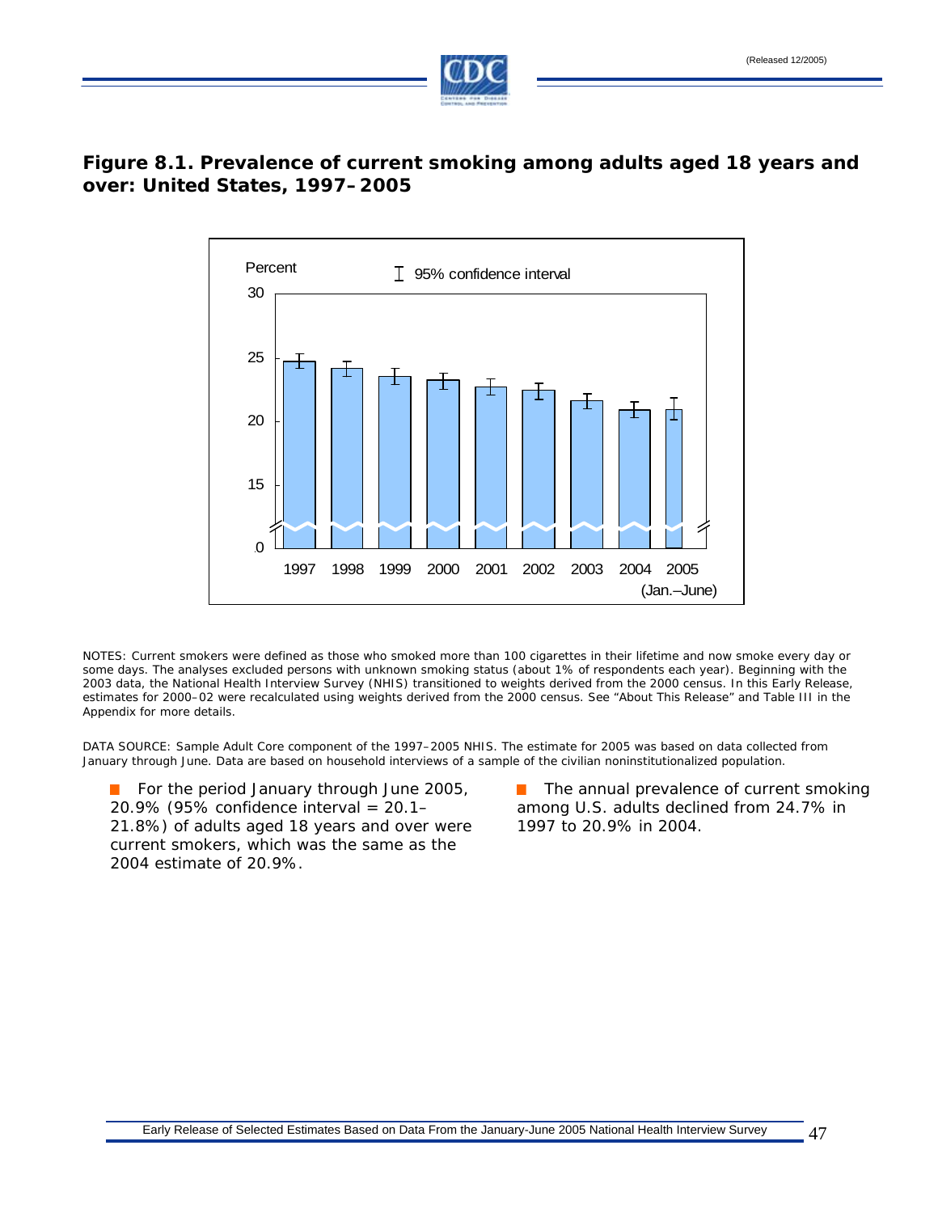## Figure 8.1. Prevalence of current smoking among adults aged 18 years and over: United States, 1997–2005

NOTES: Current smokers were defined as those who smoked more than 100 cigarettes in their lifetime and now smoke every day or some days. The analyses excluded persons with unknown smoking status (about 1% of respondents each year). Beginning with the 2003 data, the National Health Interview Survey (NHIS) transitioned to weights derived from the 2000 census. In this Early Release, estimates for 2000–02 were recalculated using weights derived from the 2000 census. See "About This Release" and Table III in the Appendix for more details.

DATA SOURCE: Sample Adult Core component of the 1997–2005 NHIS. The estimate for 2005 was based on data collected from January through June. Data are based on household interviews of a sample of the civilian noninstitutionalized population.

- For the period January through June 2005, 20.9% (95% confidence interval = 20.1–21.8%) of adults aged 18 years and over were current smokers, which was the same as the 2004 estimate of 20.9%.
- The annual prevalence of current smoking among U.S. adults declined from 24.7% in 1997 to 20.9% in 2004.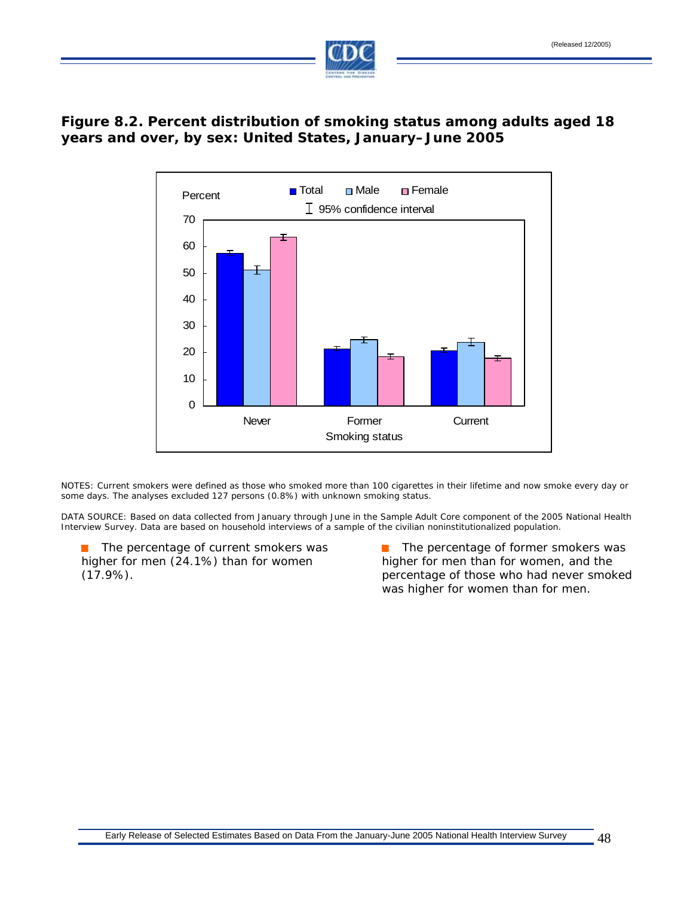## Figure 8.2. Percent distribution of smoking status among adults aged 18 years and over, by sex: United States, January–June 2005

NOTES: Current smokers were defined as those who smoked more than 100 cigarettes in their lifetime and now smoke every day or some days. The analyses excluded 127 persons (0.8%) with unknown smoking status.

DATA SOURCE: Based on data collected from January through June in the Sample Adult Core component of the 2005 National Health Interview Survey. Data are based on household interviews of a sample of the civilian noninstitutionalized population.

- The percentage of current smokers was higher for men (24.1%) than for women (17.9%).
- The percentage of former smokers was higher for men than for women, and the percentage of those who had never smoked was higher for women than for men.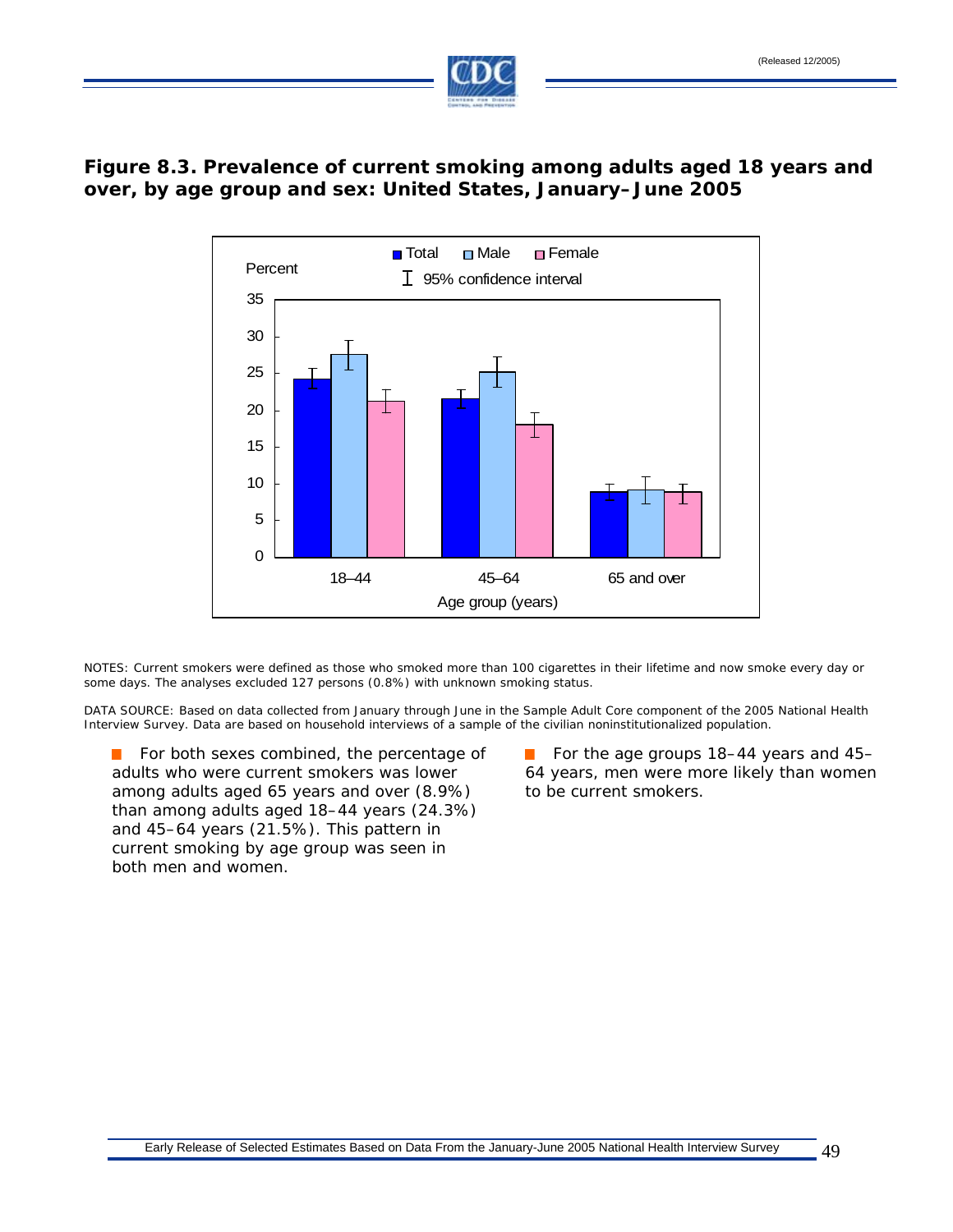## Figure 8.3. Prevalence of current smoking among adults aged 18 years and over, by age group and sex: United States, January–June 2005

NOTES: Current smokers were defined as those who smoked more than 100 cigarettes in their lifetime and now smoke every day or some days. The analyses excluded 127 persons (0.8%) with unknown smoking status.

DATA SOURCE: Based on data collected from January through June in the Sample Adult Core component of the 2005 National Health Interview Survey. Data are based on household interviews of a sample of the civilian noninstitutionalized population.

- For both sexes combined, the percentage of adults who were current smokers was lower among adults aged 65 years and over (8.9%) than among adults aged 18–44 years (24.3%) and 45–64 years (21.5%). This pattern in current smoking by age group was seen in both men and women.
- For the age groups 18–44 years and 45–64 years, men were more likely than women to be current smokers.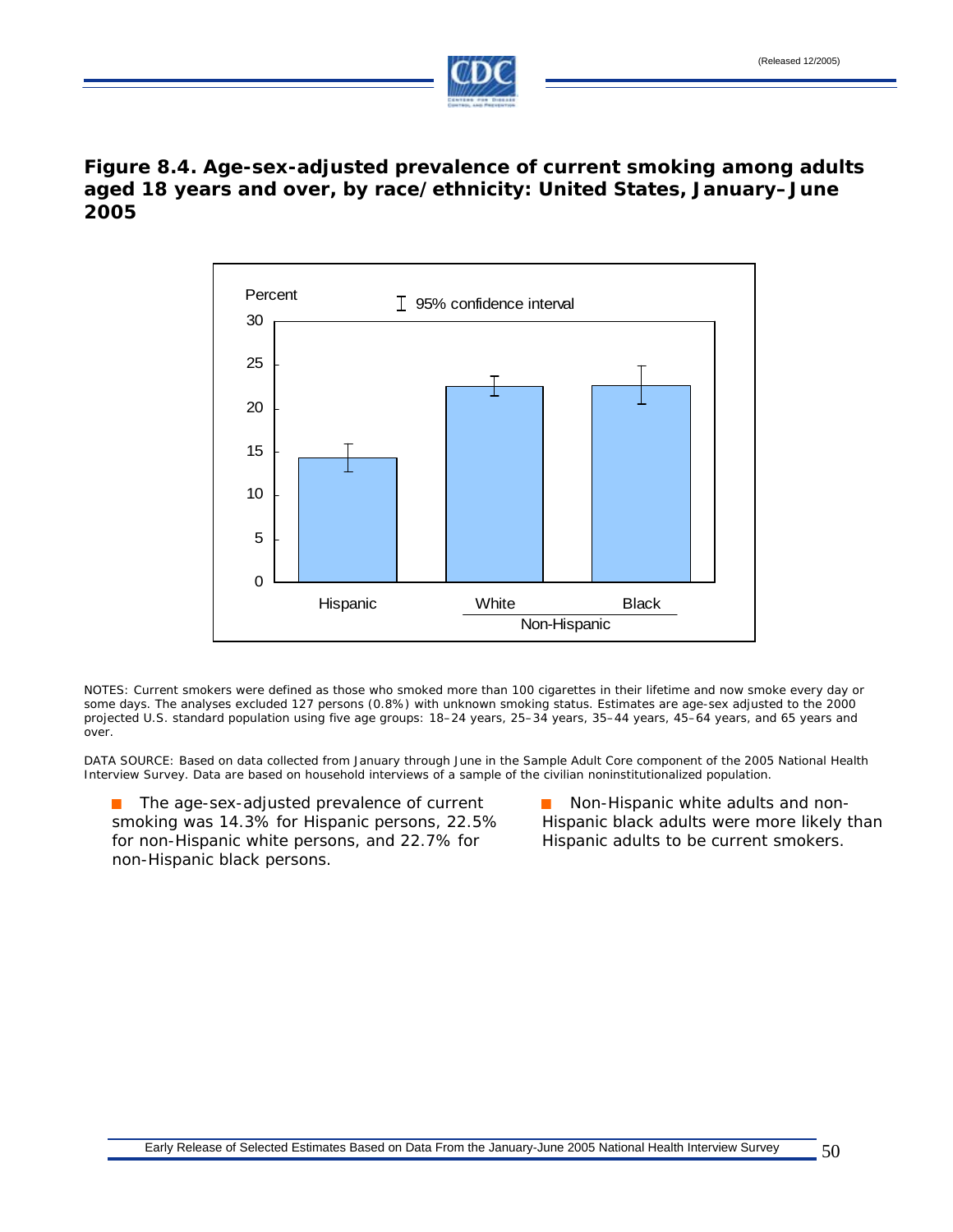## Figure 8.4. Age-sex-adjusted prevalence of current smoking among adults aged 18 years and over, by race/ethnicity: United States, January–June 2005

NOTES: Current smokers were defined as those who smoked more than 100 cigarettes in their lifetime and now smoke every day or some days. The analyses excluded 127 persons (0.8%) with unknown smoking status. Estimates are age-sex adjusted to the 2000 projected U.S. standard population using five age groups: 18–24 years, 25–34 years, 35–44 years, 45–64 years, and 65 years and over.

DATA SOURCE: Based on data collected from January through June in the Sample Adult Core component of the 2005 National Health Interview Survey. Data are based on household interviews of a sample of the civilian noninstitutionalized population.

- The age-sex-adjusted prevalence of current smoking was 14.3% for Hispanic persons, 22.5% for non-Hispanic white persons, and 22.7% for non-Hispanic black persons.
- Non-Hispanic white adults and non-Hispanic black adults were more likely than Hispanic adults to be current smokers.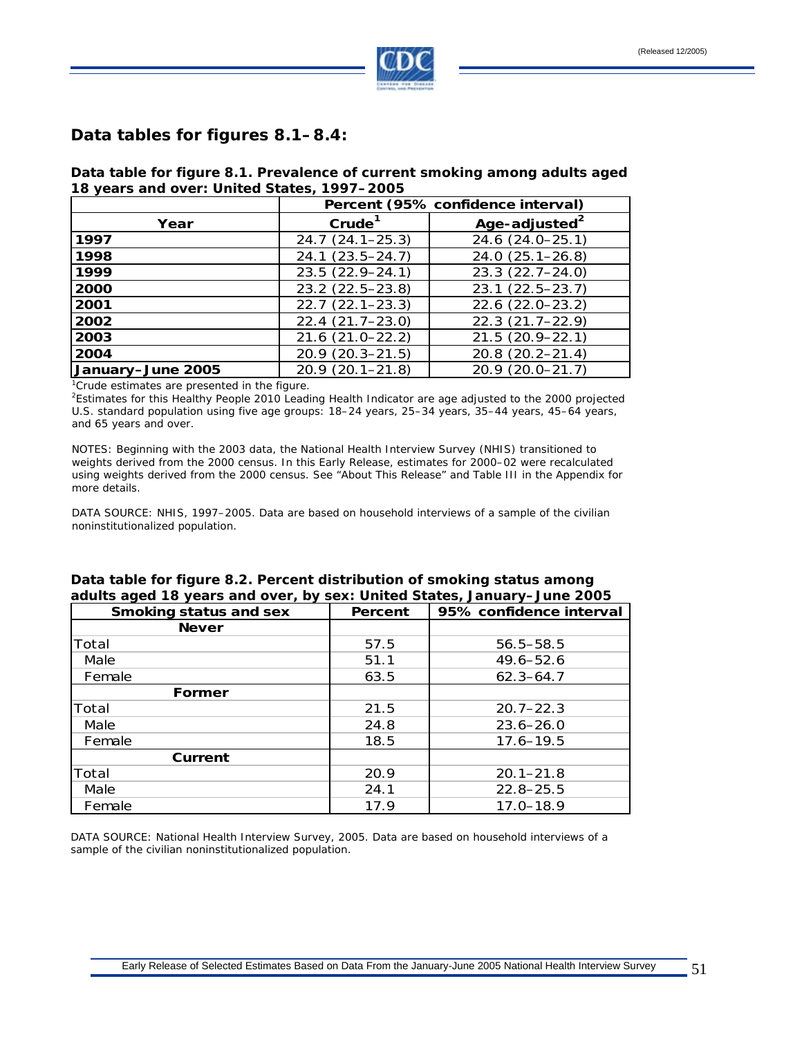## Data tables for figures 8.1–8.4:

**Data table for figure 8.1. Prevalence of current smoking among adults aged 18 years and over: United States, 1997–2005**

| | Percent (95% confidence interval) | |
|---|---|---|
| **Year** | **Crude[1]** | **Age-adjusted[2]** |
| **1997** | 24.7 (24.1–25.3) | 24.6 (24.0–25.1) |
| **1998** | 24.1 (23.5–24.7) | 24.0 (25.1–26.8) |
| **1999** | 23.5 (22.9–24.1) | 23.3 (22.7–24.0) |
| **2000** | 23.2 (22.5–23.8) | 23.1 (22.5–23.7) |
| **2001** | 22.7 (22.1–23.3) | 22.6 (22.0–23.2) |
| **2002** | 22.4 (21.7–23.0) | 22.3 (21.7–22.9) |
| **2003** | 21.6 (21.0–22.2) | 21.5 (20.9–22.1) |
| **2004** | 20.9 (20.3–21.5) | 20.8 (20.2–21.4) |
| **January–June 2005** | 20.9 (20.1–21.8) | 20.9 (20.0–21.7) |

[1]Crude estimates are presented in the figure.

[2]Estimates for this Healthy People 2010 Leading Health Indicator are age adjusted to the 2000 projected U.S. standard population using five age groups: 18–24 years, 25–34 years, 35–44 years, 45–64 years, and 65 years and over.

NOTES: Beginning with the 2003 data, the National Health Interview Survey (NHIS) transitioned to weights derived from the 2000 census. In this Early Release, estimates for 2000–02 were recalculated using weights derived from the 2000 census. See "About This Release" and Table III in the Appendix for more details.

DATA SOURCE: NHIS, 1997–2005. Data are based on household interviews of a sample of the civilian noninstitutionalized population.

**Data table for figure 8.2. Percent distribution of smoking status among adults aged 18 years and over, by sex: United States, January–June 2005**

| Smoking status and sex | Percent | 95% confidence interval |
|---|---|---|
| **Never** | | |
| Total | 57.5 | 56.5–58.5 |
| Male | 51.1 | 49.6–52.6 |
| Female | 63.5 | 62.3–64.7 |
| **Former** | | |
| Total | 21.5 | 20.7–22.3 |
| Male | 24.8 | 23.6–26.0 |
| Female | 18.5 | 17.6–19.5 |
| **Current** | | |
| Total | 20.9 | 20.1–21.8 |
| Male | 24.1 | 22.8–25.5 |
| Female | 17.9 | 17.0–18.9 |

DATA SOURCE: National Health Interview Survey, 2005. Data are based on household interviews of a sample of the civilian noninstitutionalized population.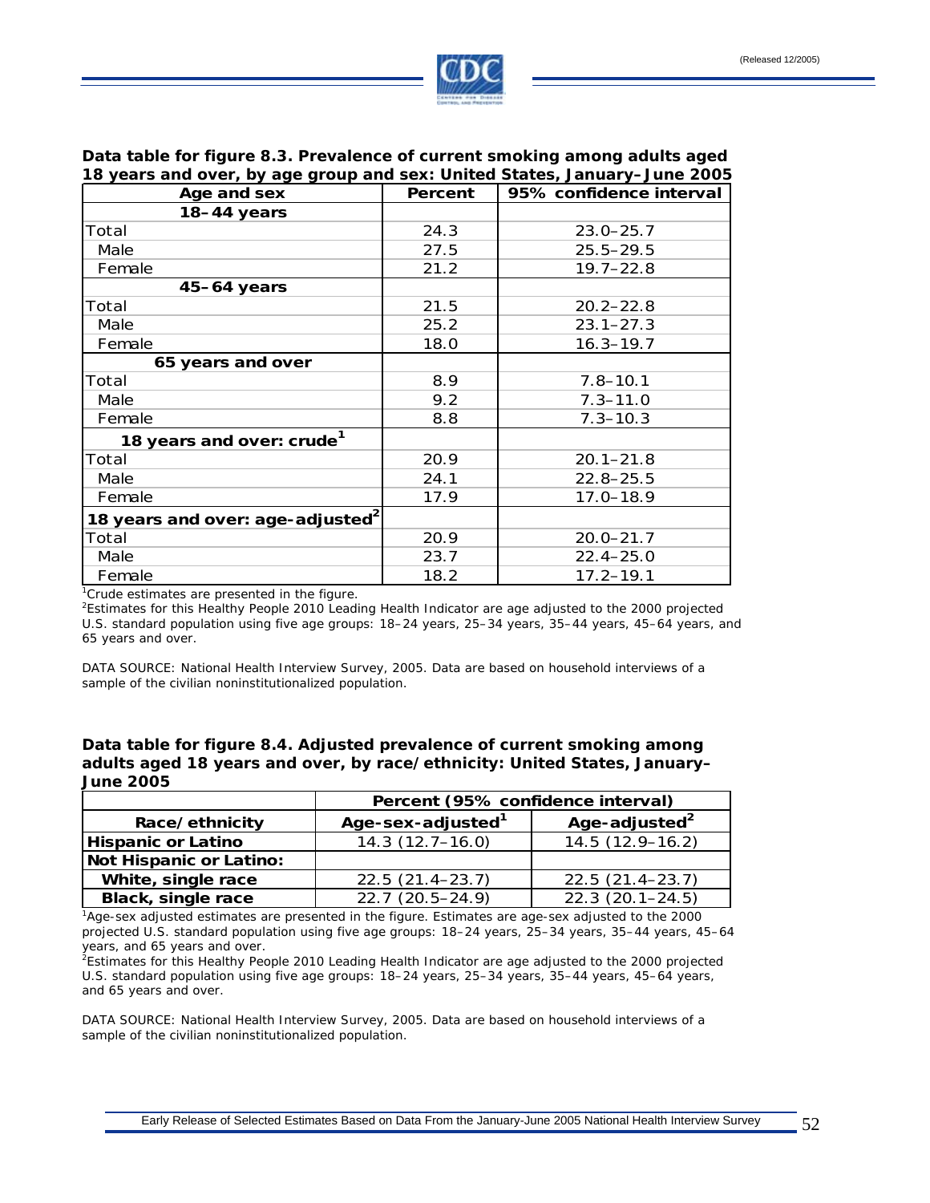**Data table for figure 8.3. Prevalence of current smoking among adults aged 18 years and over, by age group and sex: United States, January–June 2005**

| Age and sex | Percent | 95% confidence interval |
| --- | --- | --- |
| **18–44 years** | | |
| Total | 24.3 | 23.0–25.7 |
| Male | 27.5 | 25.5–29.5 |
| Female | 21.2 | 19.7–22.8 |
| **45–64 years** | | |
| Total | 21.5 | 20.2–22.8 |
| Male | 25.2 | 23.1–27.3 |
| Female | 18.0 | 16.3–19.7 |
| **65 years and over** | | |
| Total | 8.9 | 7.8–10.1 |
| Male | 9.2 | 7.3–11.0 |
| Female | 8.8 | 7.3–10.3 |
| **18 years and over: crude[1]** | | |
| Total | 20.9 | 20.1–21.8 |
| Male | 24.1 | 22.8–25.5 |
| Female | 17.9 | 17.0–18.9 |
| **18 years and over: age-adjusted[2]** | | |
| Total | 20.9 | 20.0–21.7 |
| Male | 23.7 | 22.4–25.0 |
| Female | 18.2 | 17.2–19.1 |

[1]Crude estimates are presented in the figure.
[2]Estimates for this Healthy People 2010 Leading Health Indicator are age adjusted to the 2000 projected U.S. standard population using five age groups: 18–24 years, 25–34 years, 35–44 years, 45–64 years, and 65 years and over.

*DATA SOURCE: National Health Interview Survey, 2005. Data are based on household interviews of a sample of the civilian noninstitutionalized population.*

**Data table for figure 8.4. Adjusted prevalence of current smoking among adults aged 18 years and over, by race/ethnicity: United States, January–June 2005**

| | Percent (95% confidence interval) | |
| --- | --- | --- |
| **Race/ethnicity** | **Age-sex-adjusted[1]** | **Age-adjusted[2]** |
| **Hispanic or Latino** | 14.3 (12.7–16.0) | 14.5 (12.9–16.2) |
| **Not Hispanic or Latino:** | | |
| **White, single race** | 22.5 (21.4–23.7) | 22.5 (21.4–23.7) |
| **Black, single race** | 22.7 (20.5–24.9) | 22.3 (20.1–24.5) |

[1]Age-sex adjusted estimates are presented in the figure. Estimates are age-sex adjusted to the 2000 projected U.S. standard population using five age groups: 18–24 years, 25–34 years, 35–44 years, 45–64 years, and 65 years and over.
[2]Estimates for this Healthy People 2010 Leading Health Indicator are age adjusted to the 2000 projected U.S. standard population using five age groups: 18–24 years, 25–34 years, 35–44 years, 45–64 years, and 65 years and over.

*DATA SOURCE: National Health Interview Survey, 2005. Data are based on household interviews of a sample of the civilian noninstitutionalized population.*